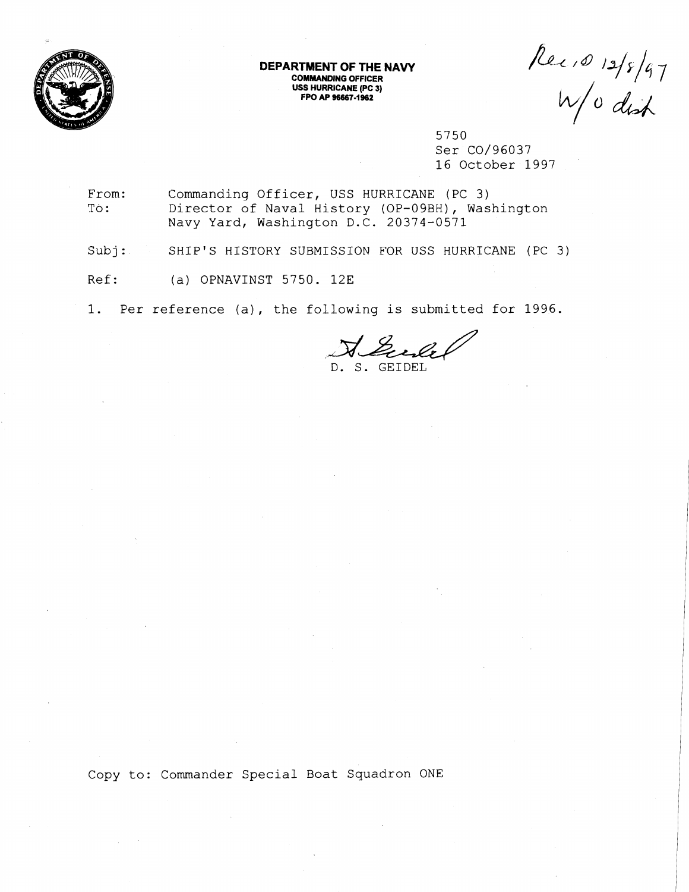**DEPARTMENT OF THE NAVY**
**COMMANDING OFFICER**
**USS HURRICANE (PC 3)**
**FPO AP 96667-1962**

Rec'd 12/8/97
W/o dist

5750
Ser CO/96037
16 October 1997

From: Commanding Officer, USS HURRICANE (PC 3)
To: Director of Naval History (OP-09BH), Washington Navy Yard, Washington D.C. 20374-0571

Subj: SHIP'S HISTORY SUBMISSION FOR USS HURRICANE (PC 3)

Ref: (a) OPNAVINST 5750. 12E

1. Per reference (a), the following is submitted for 1996.

D. S. GEIDEL

Copy to: Commander Special Boat Squadron ONE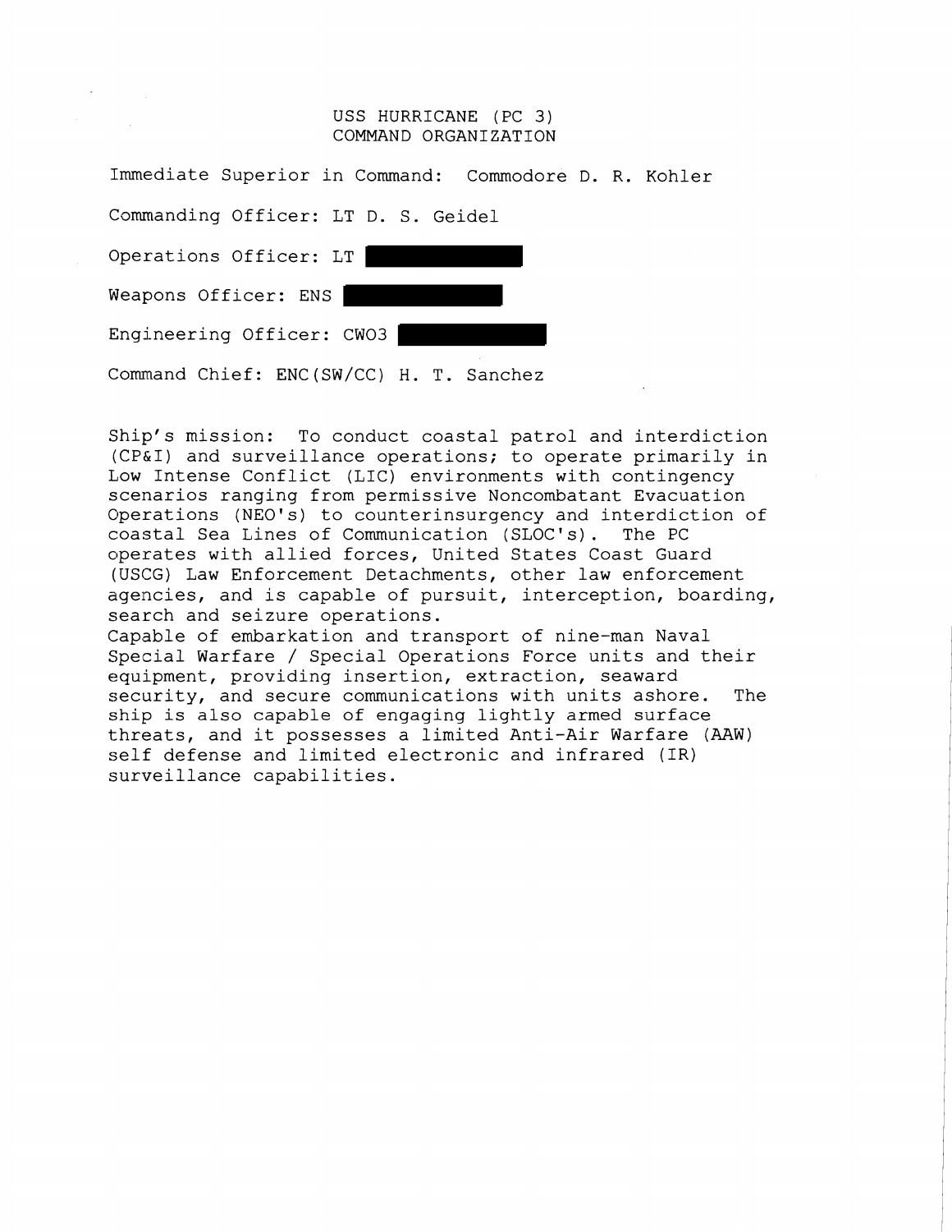# USS HURRICANE (PC 3)
# COMMAND ORGANIZATION

Immediate Superior in Command: Commodore D. R. Kohler

Commanding Officer: LT D. S. Geidel

Operations Officer: LT

Weapons Officer: ENS

Engineering Officer: CWO3

Command Chief: ENC(SW/CC) H. T. Sanchez

Ship's mission: To conduct coastal patrol and interdiction (CP&I) and surveillance operations; to operate primarily in Low Intense Conflict (LIC) environments with contingency scenarios ranging from permissive Noncombatant Evacuation Operations (NEO's) to counterinsurgency and interdiction of coastal Sea Lines of Communication (SLOC's). The PC operates with allied forces, United States Coast Guard (USCG) Law Enforcement Detachments, other law enforcement agencies, and is capable of pursuit, interception, boarding, search and seizure operations.

Capable of embarkation and transport of nine-man Naval Special Warfare / Special Operations Force units and their equipment, providing insertion, extraction, seaward security, and secure communications with units ashore. The ship is also capable of engaging lightly armed surface threats, and it possesses a limited Anti-Air Warfare (AAW) self defense and limited electronic and infrared (IR) surveillance capabilities.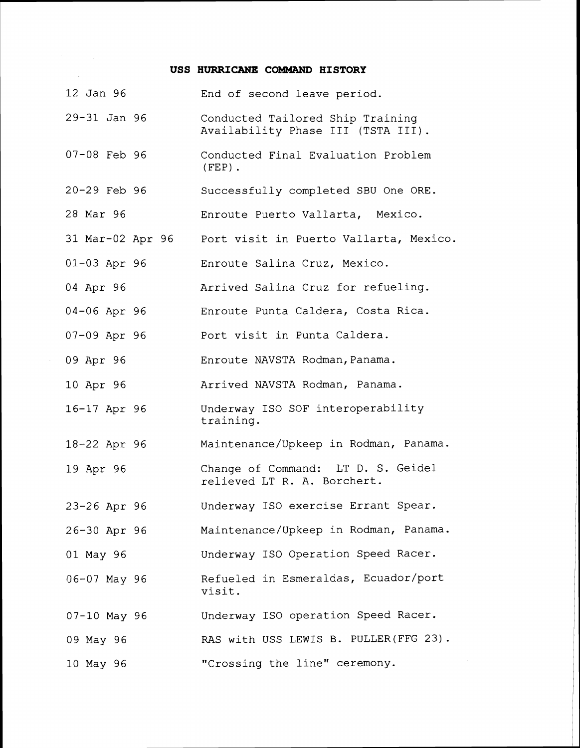## USS HURRICANE COMMAND HISTORY

| | |
|---|---|
| 12 Jan 96 | End of second leave period. |
| 29-31 Jan 96 | Conducted Tailored Ship Training Availability Phase III (TSTA III). |
| 07-08 Feb 96 | Conducted Final Evaluation Problem (FEP). |
| 20-29 Feb 96 | Successfully completed SBU One ORE. |
| 28 Mar 96 | Enroute Puerto Vallarta, Mexico. |
| 31 Mar-02 Apr 96 | Port visit in Puerto Vallarta, Mexico. |
| 01-03 Apr 96 | Enroute Salina Cruz, Mexico. |
| 04 Apr 96 | Arrived Salina Cruz for refueling. |
| 04-06 Apr 96 | Enroute Punta Caldera, Costa Rica. |
| 07-09 Apr 96 | Port visit in Punta Caldera. |
| 09 Apr 96 | Enroute NAVSTA Rodman,Panama. |
| 10 Apr 96 | Arrived NAVSTA Rodman, Panama. |
| 16-17 Apr 96 | Underway ISO SOF interoperability training. |
| 18-22 Apr 96 | Maintenance/Upkeep in Rodman, Panama. |
| 19 Apr 96 | Change of Command: LT D. S. Geidel relieved LT R. A. Borchert. |
| 23-26 Apr 96 | Underway ISO exercise Errant Spear. |
| 26-30 Apr 96 | Maintenance/Upkeep in Rodman, Panama. |
| 01 May 96 | Underway ISO Operation Speed Racer. |
| 06-07 May 96 | Refueled in Esmeraldas, Ecuador/port visit. |
| 07-10 May 96 | Underway ISO operation Speed Racer. |
| 09 May 96 | RAS with USS LEWIS B. PULLER(FFG 23). |
| 10 May 96 | "Crossing the line" ceremony. |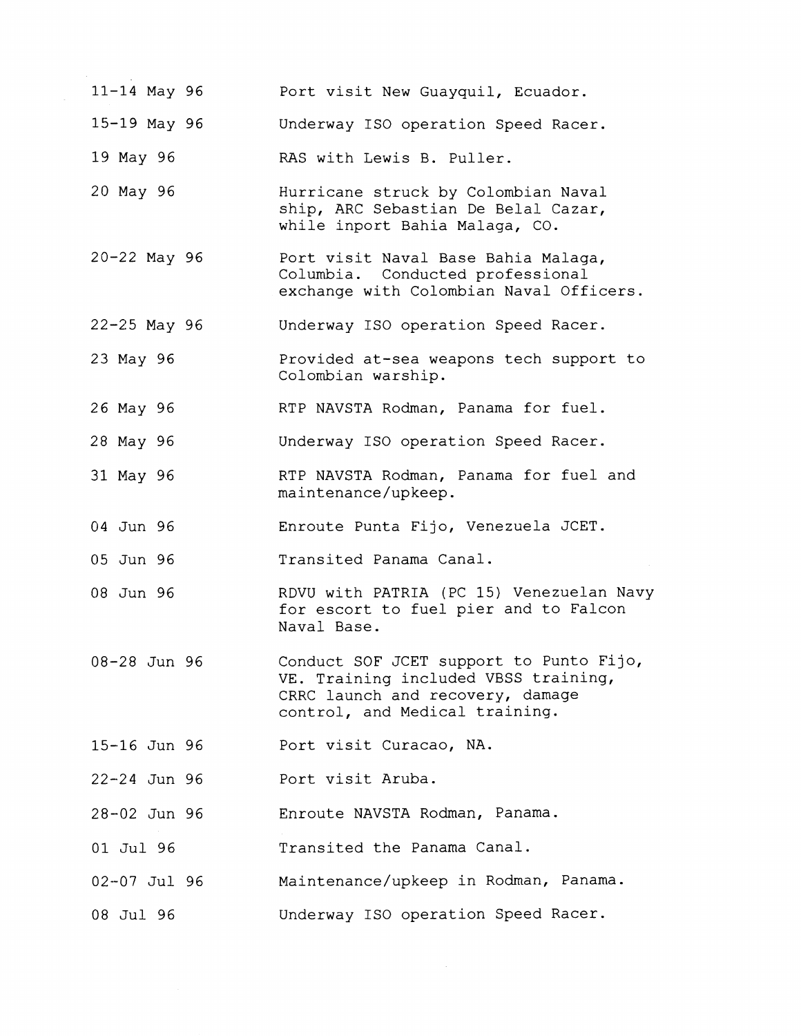| | |
|---|---|
| 11-14 May 96 | Port visit New Guayquil, Ecuador. |
| 15-19 May 96 | Underway ISO operation Speed Racer. |
| 19 May 96 | RAS with Lewis B. Puller. |
| 20 May 96 | Hurricane struck by Colombian Naval ship, ARC Sebastian De Belal Cazar, while inport Bahia Malaga, CO. |
| 20-22 May 96 | Port visit Naval Base Bahia Malaga, Columbia. Conducted professional exchange with Colombian Naval Officers. |
| 22-25 May 96 | Underway ISO operation Speed Racer. |
| 23 May 96 | Provided at-sea weapons tech support to Colombian warship. |
| 26 May 96 | RTP NAVSTA Rodman, Panama for fuel. |
| 28 May 96 | Underway ISO operation Speed Racer. |
| 31 May 96 | RTP NAVSTA Rodman, Panama for fuel and maintenance/upkeep. |
| 04 Jun 96 | Enroute Punta Fijo, Venezuela JCET. |
| 05 Jun 96 | Transited Panama Canal. |
| 08 Jun 96 | RDVU with PATRIA (PC 15) Venezuelan Navy for escort to fuel pier and to Falcon Naval Base. |
| 08-28 Jun 96 | Conduct SOF JCET support to Punto Fijo, VE. Training included VBSS training, CRRC launch and recovery, damage control, and Medical training. |
| 15-16 Jun 96 | Port visit Curacao, NA. |
| 22-24 Jun 96 | Port visit Aruba. |
| 28-02 Jun 96 | Enroute NAVSTA Rodman, Panama. |
| 01 Jul 96 | Transited the Panama Canal. |
| 02-07 Jul 96 | Maintenance/upkeep in Rodman, Panama. |
| 08 Jul 96 | Underway ISO operation Speed Racer. |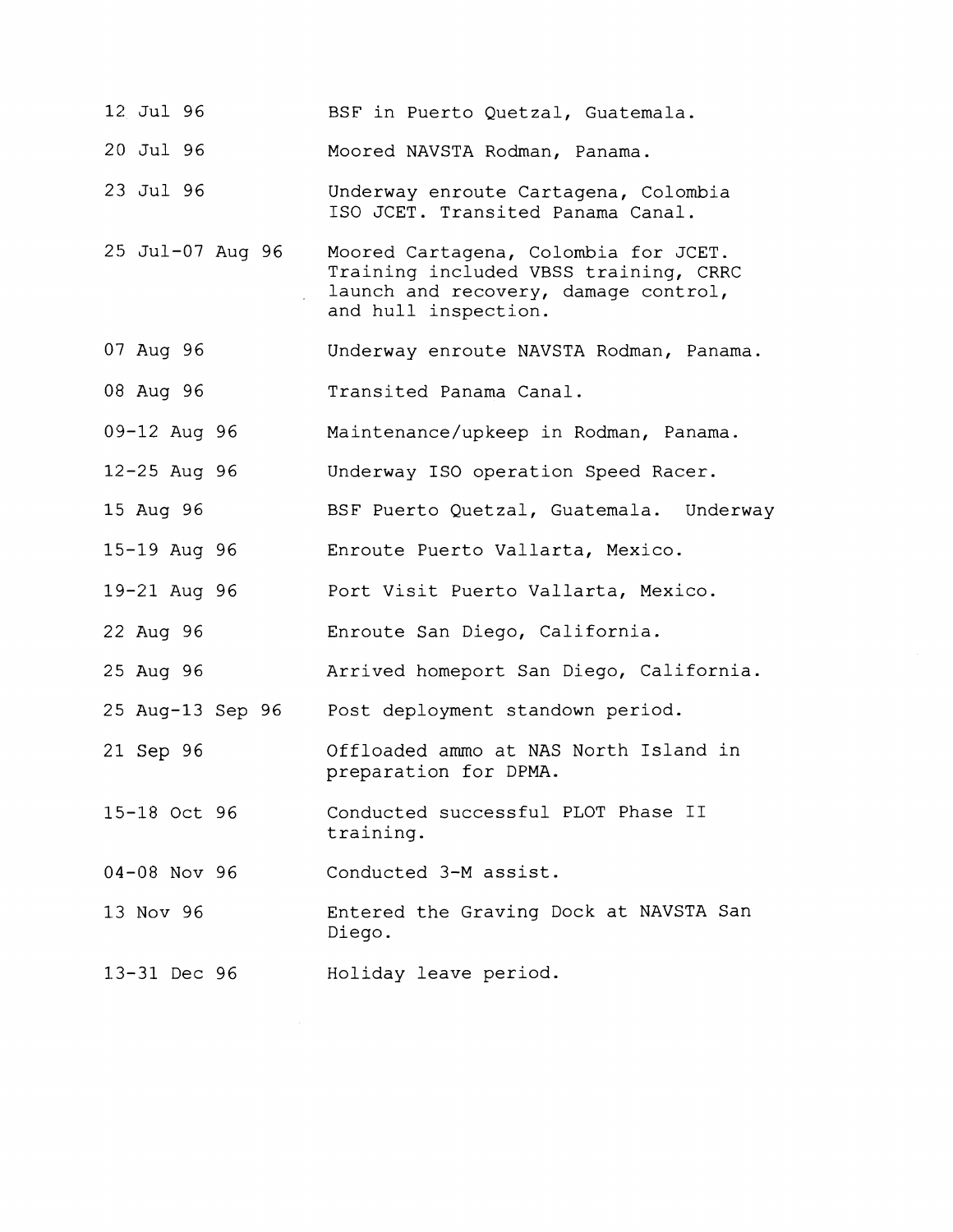| | |
|---|---|
| 12 Jul 96 | BSF in Puerto Quetzal, Guatemala. |
| 20 Jul 96 | Moored NAVSTA Rodman, Panama. |
| 23 Jul 96 | Underway enroute Cartagena, Colombia ISO JCET. Transited Panama Canal. |
| 25 Jul-07 Aug 96 | Moored Cartagena, Colombia for JCET. Training included VBSS training, CRRC launch and recovery, damage control, and hull inspection. |
| 07 Aug 96 | Underway enroute NAVSTA Rodman, Panama. |
| 08 Aug 96 | Transited Panama Canal. |
| 09-12 Aug 96 | Maintenance/upkeep in Rodman, Panama. |
| 12-25 Aug 96 | Underway ISO operation Speed Racer. |
| 15 Aug 96 | BSF Puerto Quetzal, Guatemala. Underway |
| 15-19 Aug 96 | Enroute Puerto Vallarta, Mexico. |
| 19-21 Aug 96 | Port Visit Puerto Vallarta, Mexico. |
| 22 Aug 96 | Enroute San Diego, California. |
| 25 Aug 96 | Arrived homeport San Diego, California. |
| 25 Aug-13 Sep 96 | Post deployment standown period. |
| 21 Sep 96 | Offloaded ammo at NAS North Island in preparation for DPMA. |
| 15-18 Oct 96 | Conducted successful PLOT Phase II training. |
| 04-08 Nov 96 | Conducted 3-M assist. |
| 13 Nov 96 | Entered the Graving Dock at NAVSTA San Diego. |
| 13-31 Dec 96 | Holiday leave period. |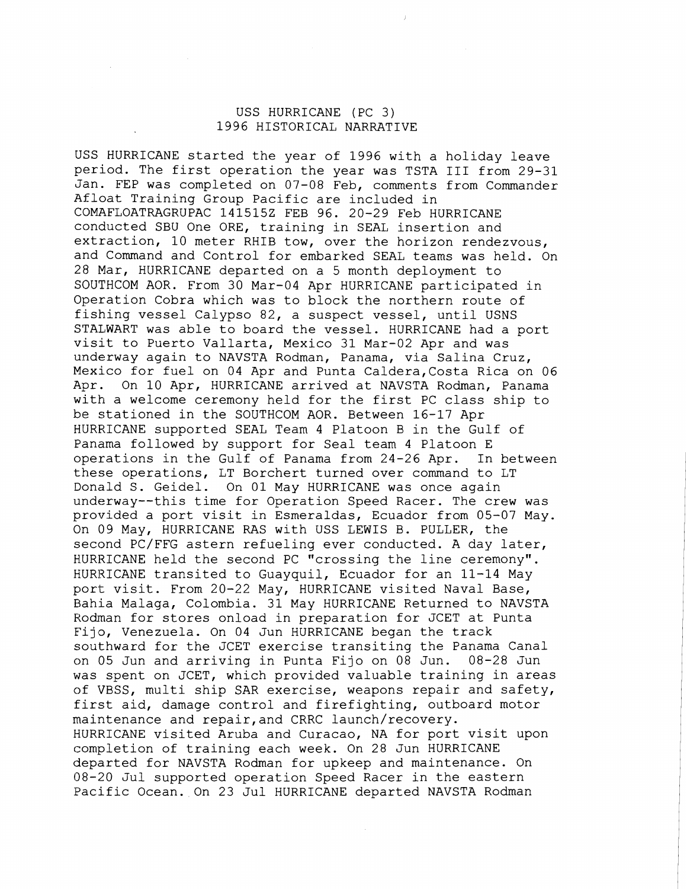# USS HURRICANE (PC 3)
# 1996 HISTORICAL NARRATIVE

USS HURRICANE started the year of 1996 with a holiday leave period. The first operation the year was TSTA III from 29-31 Jan. FEP was completed on 07-08 Feb, comments from Commander Afloat Training Group Pacific are included in COMAFLOATRAGRUPAC 141515Z FEB 96. 20-29 Feb HURRICANE conducted SBU One ORE, training in SEAL insertion and extraction, 10 meter RHIB tow, over the horizon rendezvous, and Command and Control for embarked SEAL teams was held. On 28 Mar, HURRICANE departed on a 5 month deployment to SOUTHCOM AOR. From 30 Mar-04 Apr HURRICANE participated in Operation Cobra which was to block the northern route of fishing vessel Calypso 82, a suspect vessel, until USNS STALWART was able to board the vessel. HURRICANE had a port visit to Puerto Vallarta, Mexico 31 Mar-02 Apr and was underway again to NAVSTA Rodman, Panama, via Salina Cruz, Mexico for fuel on 04 Apr and Punta Caldera,Costa Rica on 06 Apr. On 10 Apr, HURRICANE arrived at NAVSTA Rodman, Panama with a welcome ceremony held for the first PC class ship to be stationed in the SOUTHCOM AOR. Between 16-17 Apr HURRICANE supported SEAL Team 4 Platoon B in the Gulf of Panama followed by support for Seal team 4 Platoon E operations in the Gulf of Panama from 24-26 Apr. In between these operations, LT Borchert turned over command to LT Donald S. Geidel. On 01 May HURRICANE was once again underway--this time for Operation Speed Racer. The crew was provided a port visit in Esmeraldas, Ecuador from 05-07 May. On 09 May, HURRICANE RAS with USS LEWIS B. PULLER, the second PC/FFG astern refueling ever conducted. A day later, HURRICANE held the second PC "crossing the line ceremony". HURRICANE transited to Guayquil, Ecuador for an 11-14 May port visit. From 20-22 May, HURRICANE visited Naval Base, Bahia Malaga, Colombia. 31 May HURRICANE Returned to NAVSTA Rodman for stores onload in preparation for JCET at Punta Fijo, Venezuela. On 04 Jun HURRICANE began the track southward for the JCET exercise transiting the Panama Canal on 05 Jun and arriving in Punta Fijo on 08 Jun. 08-28 Jun was spent on JCET, which provided valuable training in areas of VBSS, multi ship SAR exercise, weapons repair and safety, first aid, damage control and firefighting, outboard motor maintenance and repair,and CRRC launch/recovery. HURRICANE visited Aruba and Curacao, NA for port visit upon completion of training each week. On 28 Jun HURRICANE departed for NAVSTA Rodman for upkeep and maintenance. On 08-20 Jul supported operation Speed Racer in the eastern Pacific Ocean. On 23 Jul HURRICANE departed NAVSTA Rodman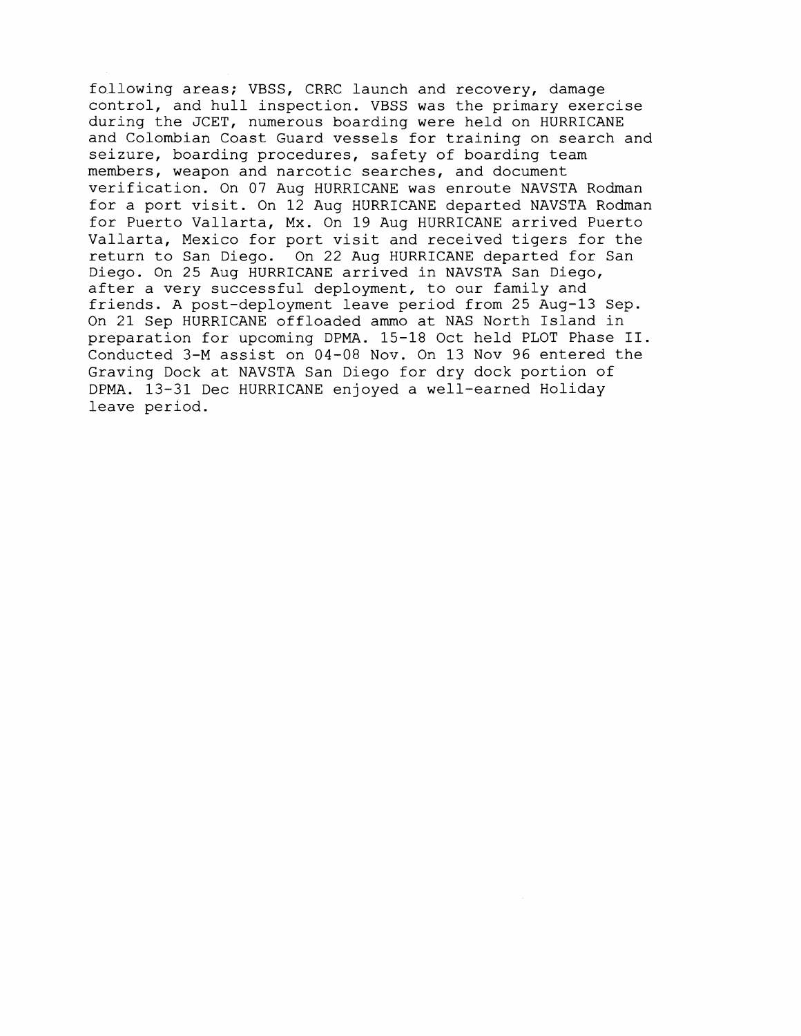following areas; VBSS, CRRC launch and recovery, damage control, and hull inspection. VBSS was the primary exercise during the JCET, numerous boarding were held on HURRICANE and Colombian Coast Guard vessels for training on search and seizure, boarding procedures, safety of boarding team members, weapon and narcotic searches, and document verification. On 07 Aug HURRICANE was enroute NAVSTA Rodman for a port visit. On 12 Aug HURRICANE departed NAVSTA Rodman for Puerto Vallarta, Mx. On 19 Aug HURRICANE arrived Puerto Vallarta, Mexico for port visit and received tigers for the return to San Diego. On 22 Aug HURRICANE departed for San Diego. On 25 Aug HURRICANE arrived in NAVSTA San Diego, after a very successful deployment, to our family and friends. A post-deployment leave period from 25 Aug-13 Sep. On 21 Sep HURRICANE offloaded ammo at NAS North Island in preparation for upcoming DPMA. 15-18 Oct held PLOT Phase II. Conducted 3-M assist on 04-08 Nov. On 13 Nov 96 entered the Graving Dock at NAVSTA San Diego for dry dock portion of DPMA. 13-31 Dec HURRICANE enjoyed a well-earned Holiday leave period.